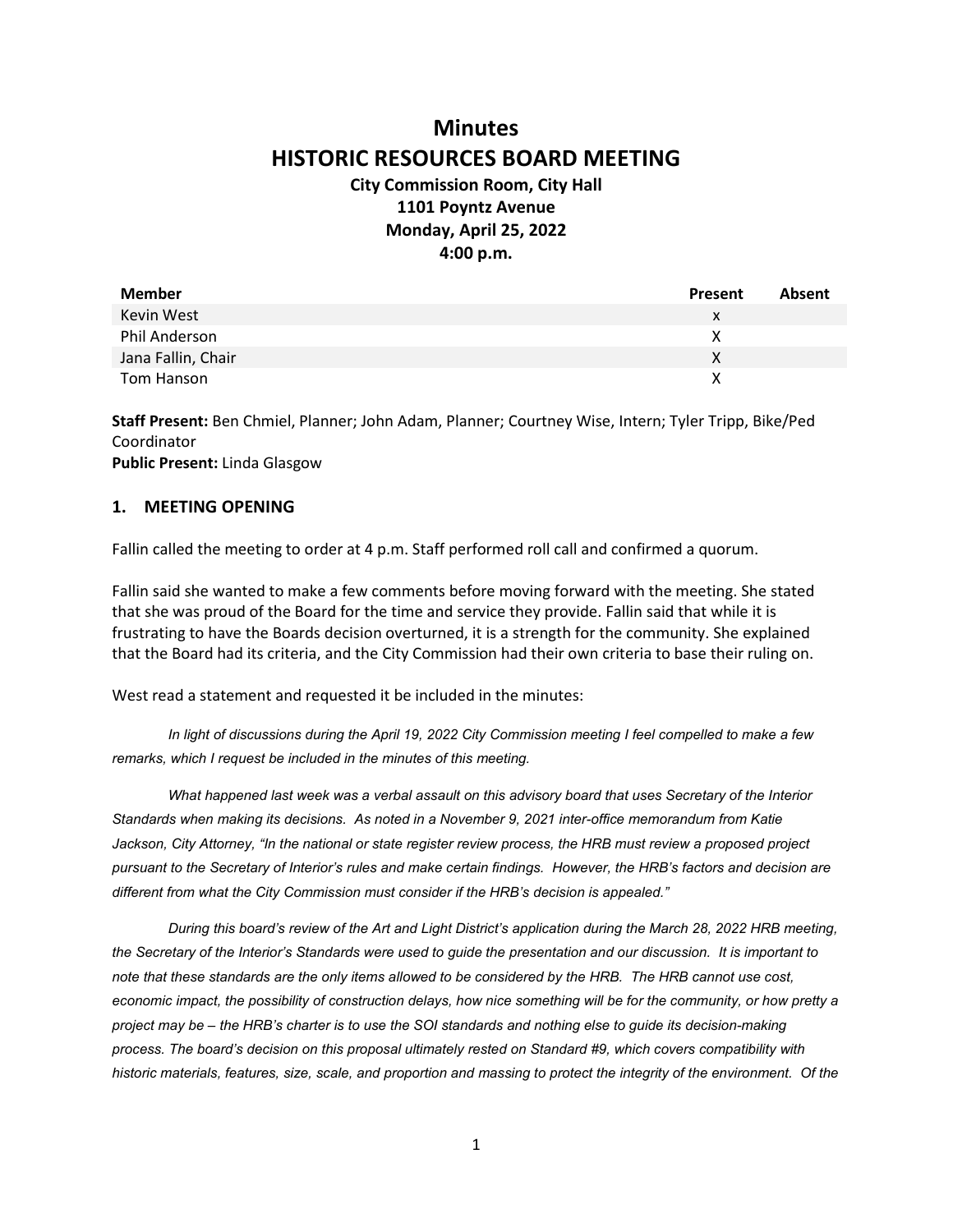# Minutes
# HISTORIC RESOURCES BOARD MEETING

**City Commission Room, City Hall**
**1101 Poyntz Avenue**
**Monday, April 25, 2022**
**4:00 p.m.**

| Member | Present | Absent |
|---|---|---|
| Kevin West | x | |
| Phil Anderson | X | |
| Jana Fallin, Chair | X | |
| Tom Hanson | X | |

**Staff Present:** Ben Chmiel, Planner; John Adam, Planner; Courtney Wise, Intern; Tyler Tripp, Bike/Ped Coordinator
**Public Present:** Linda Glasgow

## 1. MEETING OPENING

Fallin called the meeting to order at 4 p.m. Staff performed roll call and confirmed a quorum.

Fallin said she wanted to make a few comments before moving forward with the meeting. She stated that she was proud of the Board for the time and service they provide. Fallin said that while it is frustrating to have the Boards decision overturned, it is a strength for the community. She explained that the Board had its criteria, and the City Commission had their own criteria to base their ruling on.

West read a statement and requested it be included in the minutes:

*In light of discussions during the April 19, 2022 City Commission meeting I feel compelled to make a few remarks, which I request be included in the minutes of this meeting.*

*What happened last week was a verbal assault on this advisory board that uses Secretary of the Interior Standards when making its decisions. As noted in a November 9, 2021 inter-office memorandum from Katie Jackson, City Attorney, "In the national or state register review process, the HRB must review a proposed project pursuant to the Secretary of Interior's rules and make certain findings. However, the HRB's factors and decision are different from what the City Commission must consider if the HRB's decision is appealed."*

*During this board's review of the Art and Light District's application during the March 28, 2022 HRB meeting, the Secretary of the Interior's Standards were used to guide the presentation and our discussion. It is important to note that these standards are the only items allowed to be considered by the HRB. The HRB cannot use cost, economic impact, the possibility of construction delays, how nice something will be for the community, or how pretty a project may be – the HRB's charter is to use the SOI standards and nothing else to guide its decision-making process. The board's decision on this proposal ultimately rested on Standard #9, which covers compatibility with historic materials, features, size, scale, and proportion and massing to protect the integrity of the environment. Of the*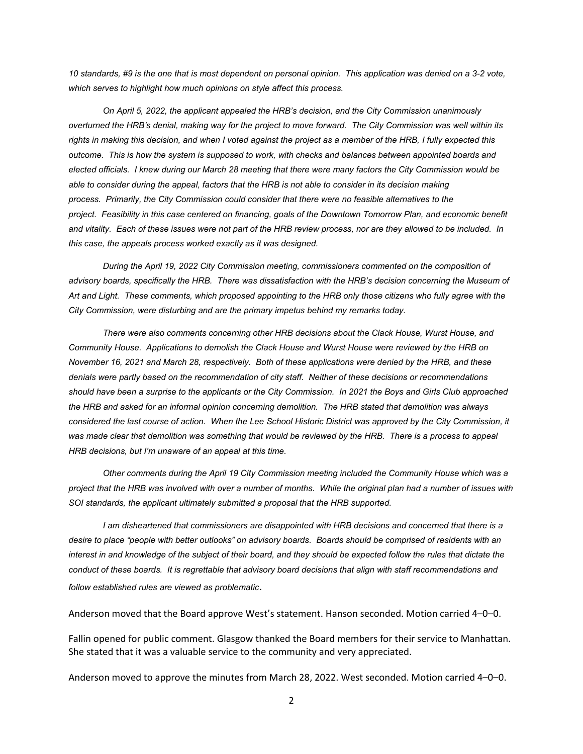*10 standards, #9 is the one that is most dependent on personal opinion. This application was denied on a 3-2 vote, which serves to highlight how much opinions on style affect this process.*

*On April 5, 2022, the applicant appealed the HRB's decision, and the City Commission unanimously overturned the HRB's denial, making way for the project to move forward. The City Commission was well within its rights in making this decision, and when I voted against the project as a member of the HRB, I fully expected this outcome. This is how the system is supposed to work, with checks and balances between appointed boards and elected officials. I knew during our March 28 meeting that there were many factors the City Commission would be able to consider during the appeal, factors that the HRB is not able to consider in its decision making process. Primarily, the City Commission could consider that there were no feasible alternatives to the project. Feasibility in this case centered on financing, goals of the Downtown Tomorrow Plan, and economic benefit and vitality. Each of these issues were not part of the HRB review process, nor are they allowed to be included. In this case, the appeals process worked exactly as it was designed.*

*During the April 19, 2022 City Commission meeting, commissioners commented on the composition of advisory boards, specifically the HRB. There was dissatisfaction with the HRB's decision concerning the Museum of Art and Light. These comments, which proposed appointing to the HRB only those citizens who fully agree with the City Commission, were disturbing and are the primary impetus behind my remarks today.*

*There were also comments concerning other HRB decisions about the Clack House, Wurst House, and Community House. Applications to demolish the Clack House and Wurst House were reviewed by the HRB on November 16, 2021 and March 28, respectively. Both of these applications were denied by the HRB, and these denials were partly based on the recommendation of city staff. Neither of these decisions or recommendations should have been a surprise to the applicants or the City Commission. In 2021 the Boys and Girls Club approached the HRB and asked for an informal opinion concerning demolition. The HRB stated that demolition was always considered the last course of action. When the Lee School Historic District was approved by the City Commission, it was made clear that demolition was something that would be reviewed by the HRB. There is a process to appeal HRB decisions, but I'm unaware of an appeal at this time.*

*Other comments during the April 19 City Commission meeting included the Community House which was a project that the HRB was involved with over a number of months. While the original plan had a number of issues with SOI standards, the applicant ultimately submitted a proposal that the HRB supported.*

*I am disheartened that commissioners are disappointed with HRB decisions and concerned that there is a desire to place "people with better outlooks" on advisory boards. Boards should be comprised of residents with an interest in and knowledge of the subject of their board, and they should be expected follow the rules that dictate the conduct of these boards. It is regrettable that advisory board decisions that align with staff recommendations and follow established rules are viewed as problematic.*

Anderson moved that the Board approve West's statement. Hanson seconded. Motion carried 4–0–0.

Fallin opened for public comment. Glasgow thanked the Board members for their service to Manhattan. She stated that it was a valuable service to the community and very appreciated.

Anderson moved to approve the minutes from March 28, 2022. West seconded. Motion carried 4–0–0.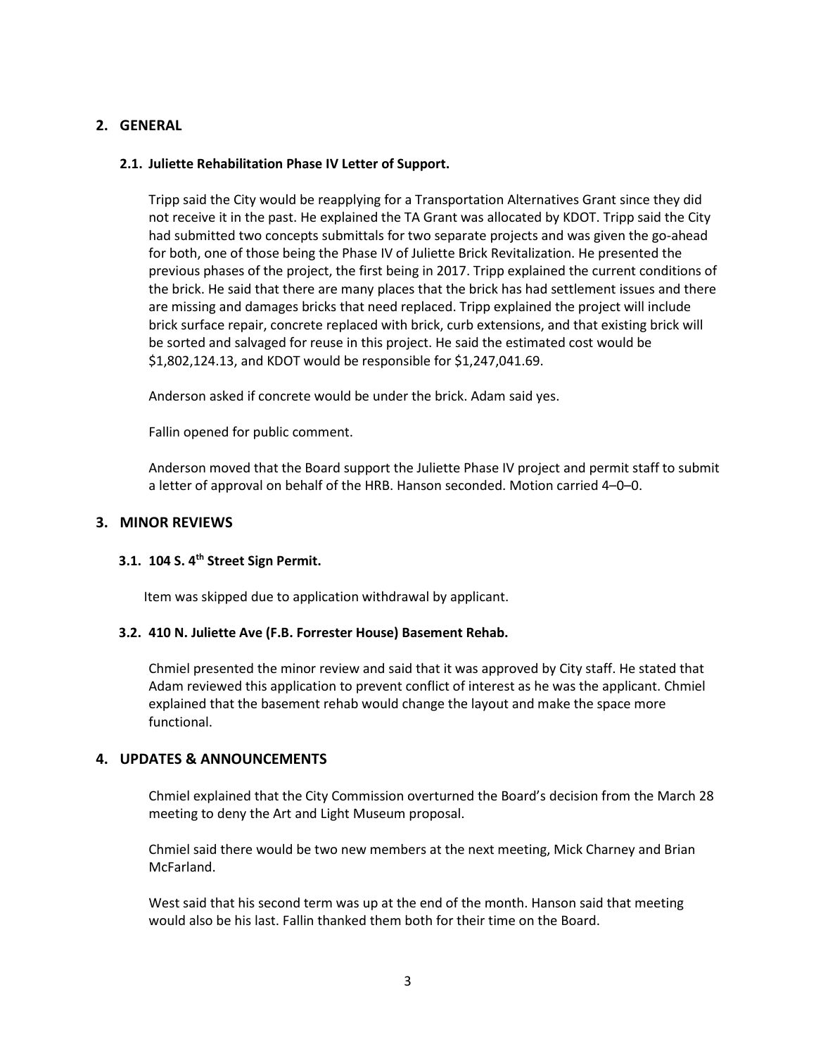## 2. GENERAL

### 2.1. Juliette Rehabilitation Phase IV Letter of Support.

Tripp said the City would be reapplying for a Transportation Alternatives Grant since they did not receive it in the past. He explained the TA Grant was allocated by KDOT. Tripp said the City had submitted two concepts submittals for two separate projects and was given the go-ahead for both, one of those being the Phase IV of Juliette Brick Revitalization. He presented the previous phases of the project, the first being in 2017. Tripp explained the current conditions of the brick. He said that there are many places that the brick has had settlement issues and there are missing and damages bricks that need replaced. Tripp explained the project will include brick surface repair, concrete replaced with brick, curb extensions, and that existing brick will be sorted and salvaged for reuse in this project. He said the estimated cost would be $1,802,124.13, and KDOT would be responsible for $1,247,041.69.

Anderson asked if concrete would be under the brick. Adam said yes.

Fallin opened for public comment.

Anderson moved that the Board support the Juliette Phase IV project and permit staff to submit a letter of approval on behalf of the HRB. Hanson seconded. Motion carried 4–0–0.

## 3. MINOR REVIEWS

### 3.1. 104 S. 4th Street Sign Permit.

Item was skipped due to application withdrawal by applicant.

### 3.2. 410 N. Juliette Ave (F.B. Forrester House) Basement Rehab.

Chmiel presented the minor review and said that it was approved by City staff. He stated that Adam reviewed this application to prevent conflict of interest as he was the applicant. Chmiel explained that the basement rehab would change the layout and make the space more functional.

## 4. UPDATES & ANNOUNCEMENTS

Chmiel explained that the City Commission overturned the Board's decision from the March 28 meeting to deny the Art and Light Museum proposal.

Chmiel said there would be two new members at the next meeting, Mick Charney and Brian McFarland.

West said that his second term was up at the end of the month. Hanson said that meeting would also be his last. Fallin thanked them both for their time on the Board.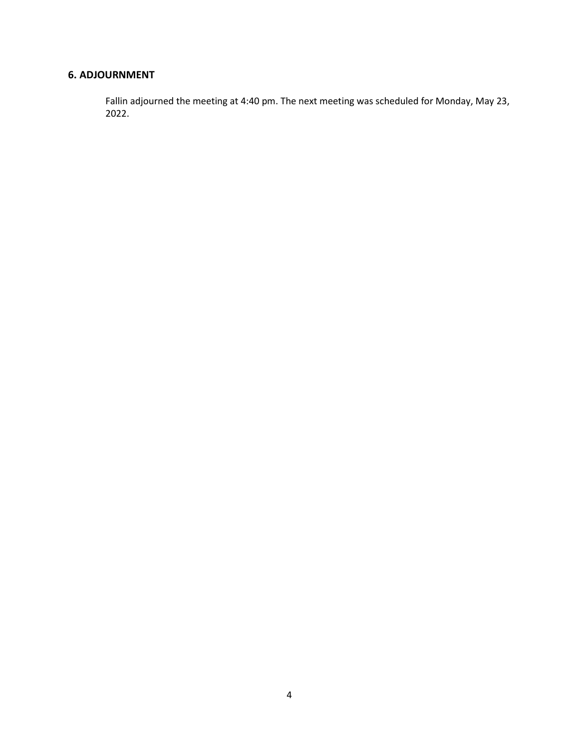## 6. ADJOURNMENT

Fallin adjourned the meeting at 4:40 pm. The next meeting was scheduled for Monday, May 23, 2022.